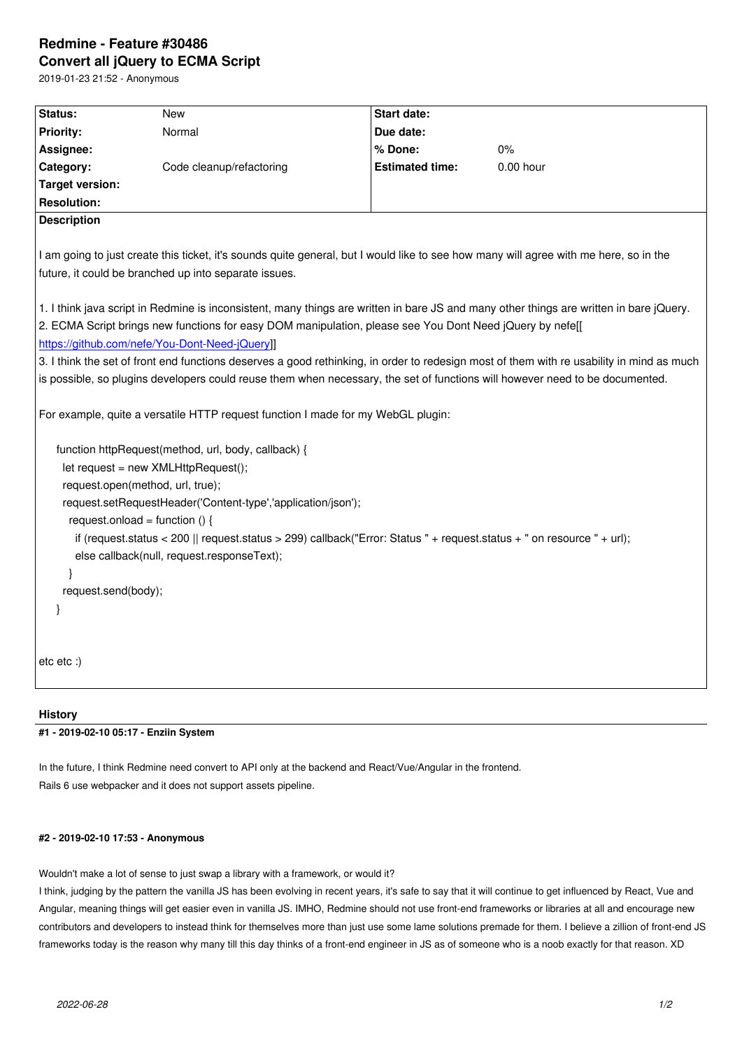# Redmine - Feature #30486

## Convert all jQuery to ECMA Script

2019-01-23 21:52 - Anonymous

| Status: | New | Start date: | |
|---|---|---|---|
| Priority: | Normal | Due date: | |
| Assignee: | | % Done: | 0% |
| Category: | Code cleanup/refactoring | Estimated time: | 0.00 hour |
| Target version: | | | |
| Resolution: | | | |

**Description**

I am going to just create this ticket, it's sounds quite general, but I would like to see how many will agree with me here, so in the future, it could be branched up into separate issues.

1. I think java script in Redmine is inconsistent, many things are written in bare JS and many other things are written in bare jQuery.
2. ECMA Script brings new functions for easy DOM manipulation, please see You Dont Need jQuery by nefe[[ https://github.com/nefe/You-Dont-Need-jQuery]]
3. I think the set of front end functions deserves a good rethinking, in order to redesign most of them with re usability in mind as much is possible, so plugins developers could reuse them when necessary, the set of functions will however need to be documented.

For example, quite a versatile HTTP request function I made for my WebGL plugin:

```
function httpRequest(method, url, body, callback) {
  let request = new XMLHttpRequest();
  request.open(method, url, true);
  request.setRequestHeader('Content-type','application/json');
    request.onload = function () {
      if (request.status < 200 || request.status > 299) callback("Error: Status " + request.status + " on resource " + url);
      else callback(null, request.responseText);
    }
  request.send(body);
}
```

etc etc :)

## History

#### #1 - 2019-02-10 05:17 - Enziin System

In the future, I think Redmine need convert to API only at the backend and React/Vue/Angular in the frontend.
Rails 6 use webpacker and it does not support assets pipeline.

#### #2 - 2019-02-10 17:53 - Anonymous

Wouldn't make a lot of sense to just swap a library with a framework, or would it?
I think, judging by the pattern the vanilla JS has been evolving in recent years, it's safe to say that it will continue to get influenced by React, Vue and Angular, meaning things will get easier even in vanilla JS. IMHO, Redmine should not use front-end frameworks or libraries at all and encourage new contributors and developers to instead think for themselves more than just use some lame solutions premade for them. I believe a zillion of front-end JS frameworks today is the reason why many till this day thinks of a front-end engineer in JS as of someone who is a noob exactly for that reason. XD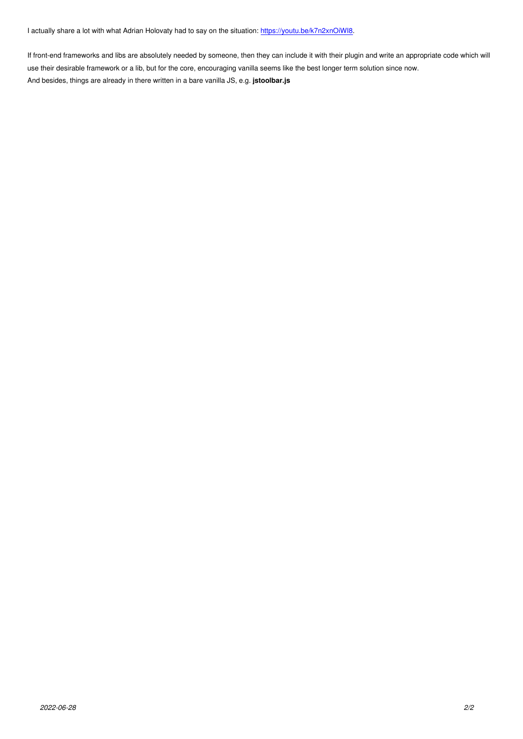I actually share a lot with what Adrian Holovaty had to say on the situation: [https://youtu.be/k7n2xnOiWI8](https://youtu.be/k7n2xnOiWI8).

If front-end frameworks and libs are absolutely needed by someone, then they can include it with their plugin and write an appropriate code which will use their desirable framework or a lib, but for the core, encouraging vanilla seems like the best longer term solution since now.
And besides, things are already in there written in a bare vanilla JS, e.g. **jstoolbar.js**